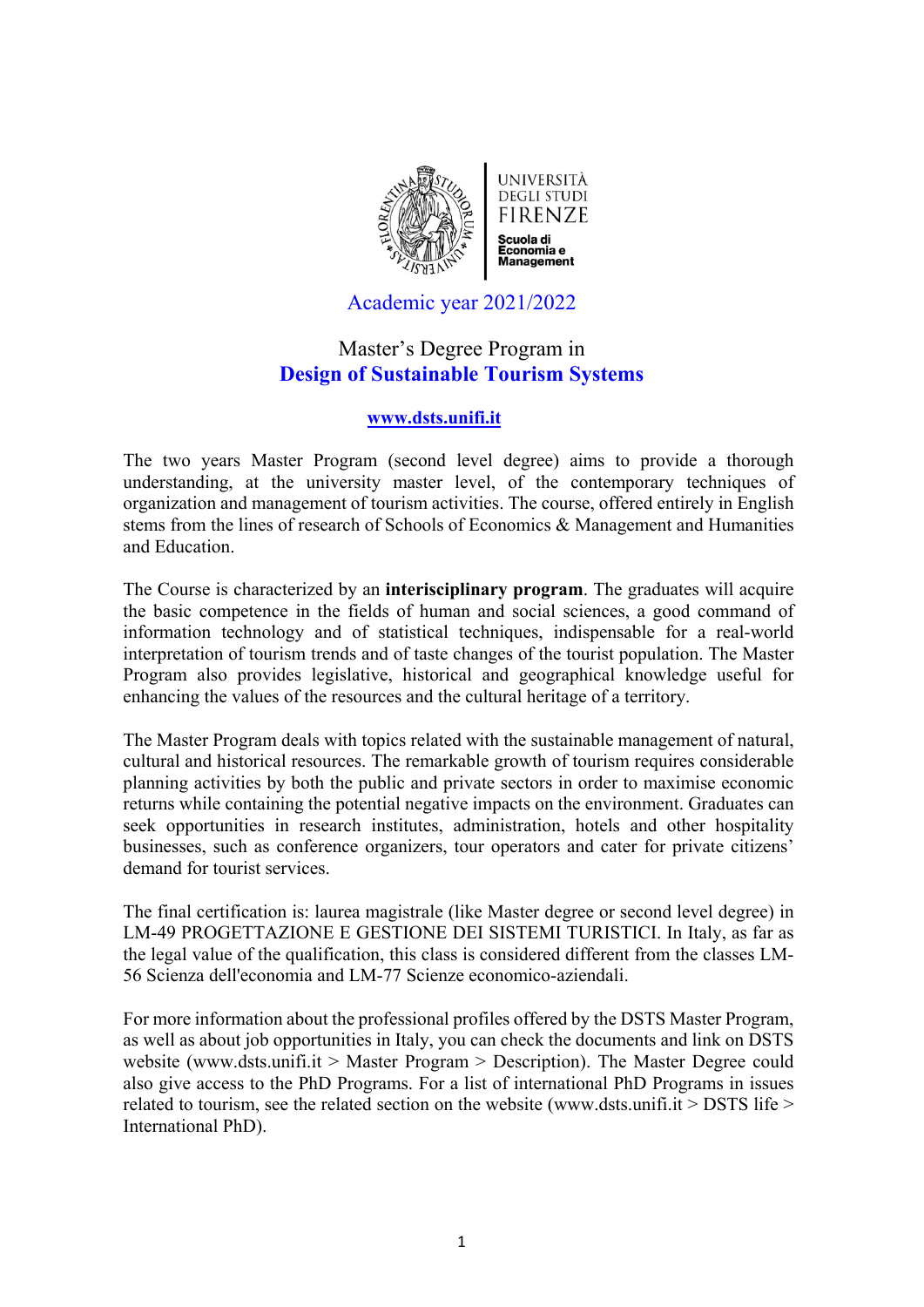UNIVERSITÀ DEGLI STUDI FIRENZE

Scuola di Economia e Management

Academic year 2021/2022

# Master's Degree Program in Design of Sustainable Tourism Systems

www.dsts.unifi.it

The two years Master Program (second level degree) aims to provide a thorough understanding, at the university master level, of the contemporary techniques of organization and management of tourism activities. The course, offered entirely in English stems from the lines of research of Schools of Economics & Management and Humanities and Education.

The Course is characterized by an **interisciplinary program**. The graduates will acquire the basic competence in the fields of human and social sciences, a good command of information technology and of statistical techniques, indispensable for a real-world interpretation of tourism trends and of taste changes of the tourist population. The Master Program also provides legislative, historical and geographical knowledge useful for enhancing the values of the resources and the cultural heritage of a territory.

The Master Program deals with topics related with the sustainable management of natural, cultural and historical resources. The remarkable growth of tourism requires considerable planning activities by both the public and private sectors in order to maximise economic returns while containing the potential negative impacts on the environment. Graduates can seek opportunities in research institutes, administration, hotels and other hospitality businesses, such as conference organizers, tour operators and cater for private citizens' demand for tourist services.

The final certification is: laurea magistrale (like Master degree or second level degree) in LM-49 PROGETTAZIONE E GESTIONE DEI SISTEMI TURISTICI. In Italy, as far as the legal value of the qualification, this class is considered different from the classes LM-56 Scienza dell'economia and LM-77 Scienze economico-aziendali.

For more information about the professional profiles offered by the DSTS Master Program, as well as about job opportunities in Italy, you can check the documents and link on DSTS website (www.dsts.unifi.it > Master Program > Description). The Master Degree could also give access to the PhD Programs. For a list of international PhD Programs in issues related to tourism, see the related section on the website (www.dsts.unifi.it > DSTS life > International PhD).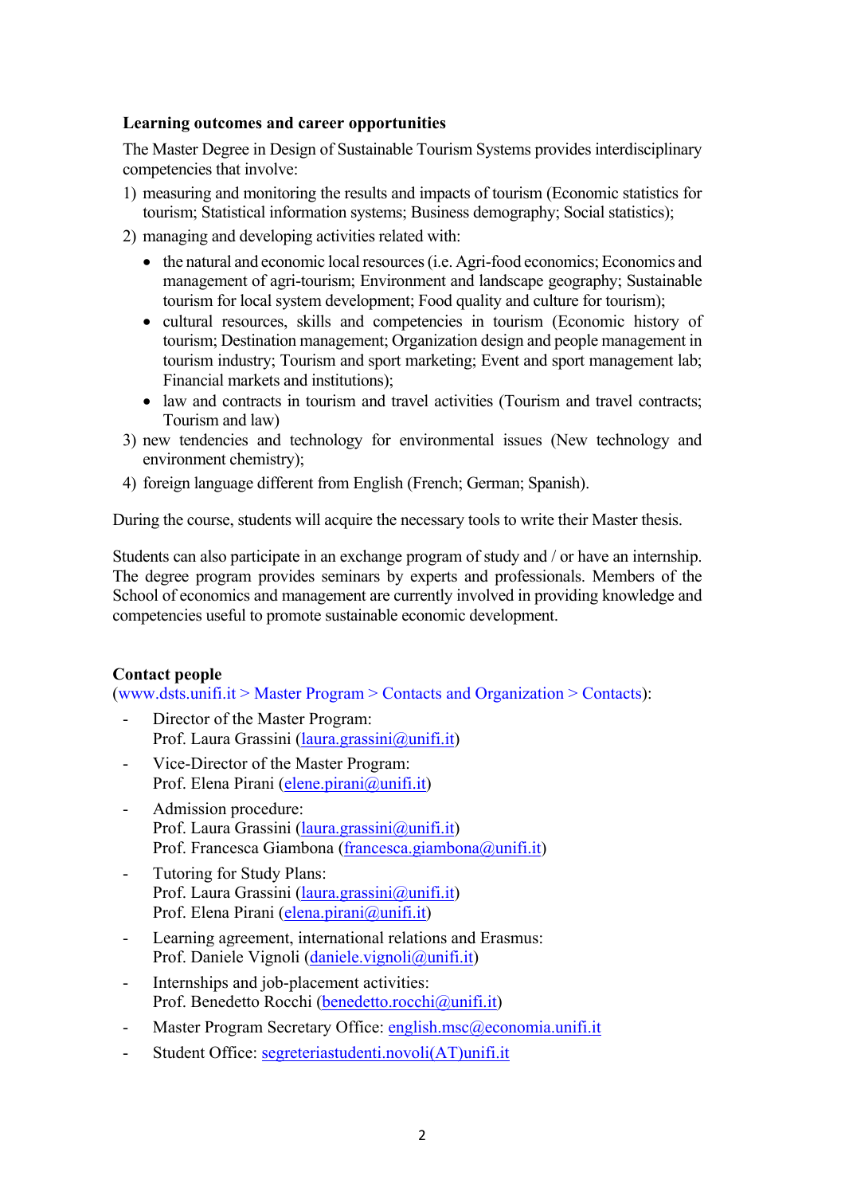**Learning outcomes and career opportunities**

The Master Degree in Design of Sustainable Tourism Systems provides interdisciplinary competencies that involve:

1) measuring and monitoring the results and impacts of tourism (Economic statistics for tourism; Statistical information systems; Business demography; Social statistics);
2) managing and developing activities related with:
   - the natural and economic local resources (i.e. Agri-food economics; Economics and management of agri-tourism; Environment and landscape geography; Sustainable tourism for local system development; Food quality and culture for tourism);
   - cultural resources, skills and competencies in tourism (Economic history of tourism; Destination management; Organization design and people management in tourism industry; Tourism and sport marketing; Event and sport management lab; Financial markets and institutions);
   - law and contracts in tourism and travel activities (Tourism and travel contracts; Tourism and law)
3) new tendencies and technology for environmental issues (New technology and environment chemistry);
4) foreign language different from English (French; German; Spanish).

During the course, students will acquire the necessary tools to write their Master thesis.

Students can also participate in an exchange program of study and / or have an internship. The degree program provides seminars by experts and professionals. Members of the School of economics and management are currently involved in providing knowledge and competencies useful to promote sustainable economic development.

**Contact people**

(www.dsts.unifi.it > Master Program > Contacts and Organization > Contacts):

- Director of the Master Program:
  Prof. Laura Grassini (laura.grassini@unifi.it)
- Vice-Director of the Master Program:
  Prof. Elena Pirani (elene.pirani@unifi.it)
- Admission procedure:
  Prof. Laura Grassini (laura.grassini@unifi.it)
  Prof. Francesca Giambona (francesca.giambona@unifi.it)
- Tutoring for Study Plans:
  Prof. Laura Grassini (laura.grassini@unifi.it)
  Prof. Elena Pirani (elena.pirani@unifi.it)
- Learning agreement, international relations and Erasmus:
  Prof. Daniele Vignoli (daniele.vignoli@unifi.it)
- Internships and job-placement activities:
  Prof. Benedetto Rocchi (benedetto.rocchi@unifi.it)
- Master Program Secretary Office: english.msc@economia.unifi.it
- Student Office: segreteriastudenti.novoli(AT)unifi.it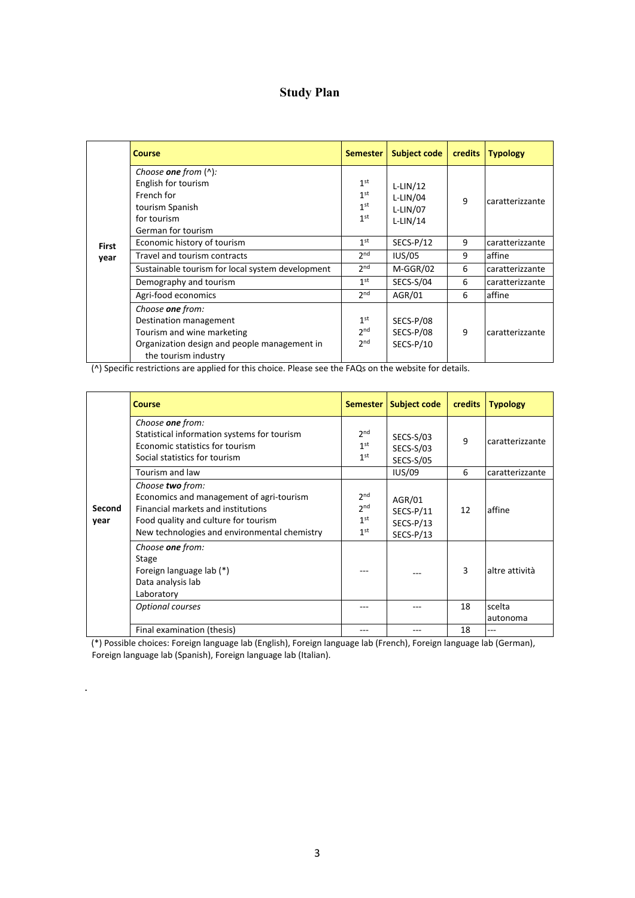# Study Plan

| | Course | Semester | Subject code | credits | Typology |
|---|---|---|---|---|---|
| **First year** | *Choose **one** from (^):*<br>English for tourism<br>French for<br>tourism Spanish<br>for tourism<br>German for tourism | 1st<br>1st<br>1st<br>1st | L-LIN/12<br>L-LIN/04<br>L-LIN/07<br>L-LIN/14 | 9 | caratterizzante |
| | Economic history of tourism | 1st | SECS-P/12 | 9 | caratterizzante |
| | Travel and tourism contracts | 2nd | IUS/05 | 9 | affine |
| | Sustainable tourism for local system development | 2nd | M-GGR/02 | 6 | caratterizzante |
| | Demography and tourism | 1st | SECS-S/04 | 6 | caratterizzante |
| | Agri-food economics | 2nd | AGR/01 | 6 | affine |
| | *Choose **one** from:*<br>Destination management<br>Tourism and wine marketing<br>Organization design and people management in the tourism industry | 1st<br>2nd<br>2nd | SECS-P/08<br>SECS-P/08<br>SECS-P/10 | 9 | caratterizzante |

(^) Specific restrictions are applied for this choice. Please see the FAQs on the website for details.

| | Course | Semester | Subject code | credits | Typology |
|---|---|---|---|---|---|
| **Second year** | *Choose **one** from:*<br>Statistical information systems for tourism<br>Economic statistics for tourism<br>Social statistics for tourism | 2nd<br>1st<br>1st | SECS-S/03<br>SECS-S/03<br>SECS-S/05 | 9 | caratterizzante |
| | Tourism and law | | IUS/09 | 6 | caratterizzante |
| | *Choose **two** from:*<br>Economics and management of agri-tourism<br>Financial markets and institutions<br>Food quality and culture for tourism<br>New technologies and environmental chemistry | 2nd<br>2nd<br>1st<br>1st | AGR/01<br>SECS-P/11<br>SECS-P/13<br>SECS-P/13 | 12 | affine |
| | *Choose **one** from:*<br>Stage<br>Foreign language lab (*)<br>Data analysis lab<br>Laboratory | --- | --- | 3 | altre attività |
| | *Optional courses* | --- | --- | 18 | scelta autonoma |
| | Final examination (thesis) | --- | --- | 18 | --- |

(*) Possible choices: Foreign language lab (English), Foreign language lab (French), Foreign language lab (German), Foreign language lab (Spanish), Foreign language lab (Italian).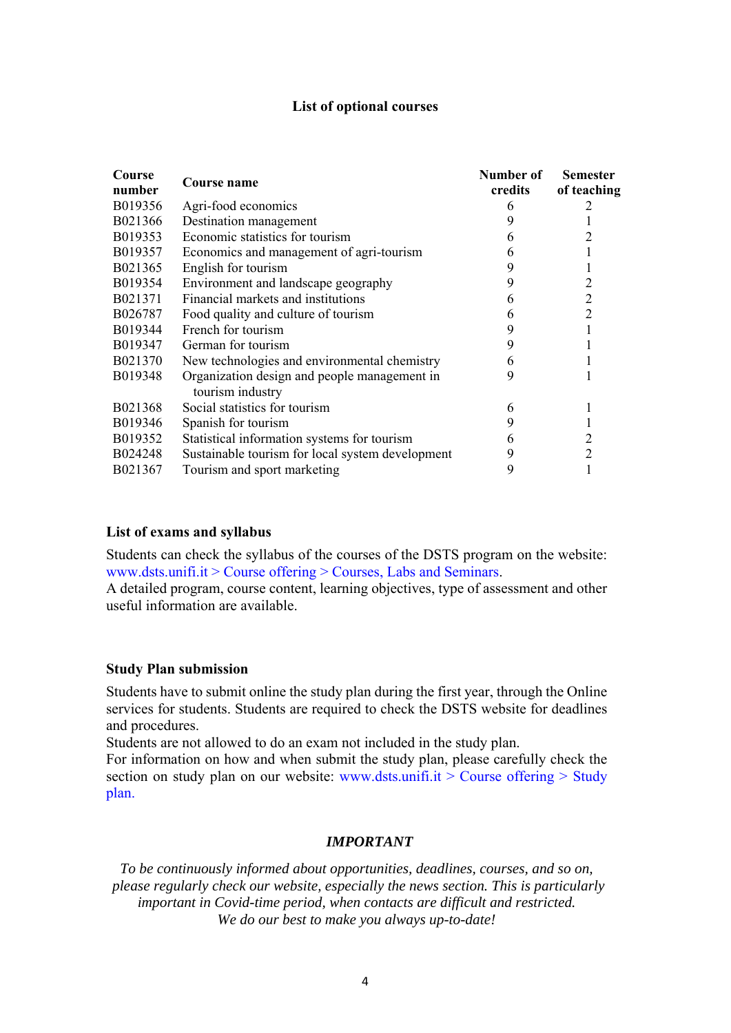### List of optional courses

| Course number | Course name | Number of credits | Semester of teaching |
|---|---|---|---|
| B019356 | Agri-food economics | 6 | 2 |
| B021366 | Destination management | 9 | 1 |
| B019353 | Economic statistics for tourism | 6 | 2 |
| B019357 | Economics and management of agri-tourism | 6 | 1 |
| B021365 | English for tourism | 9 | 1 |
| B019354 | Environment and landscape geography | 9 | 2 |
| B021371 | Financial markets and institutions | 6 | 2 |
| B026787 | Food quality and culture of tourism | 6 | 2 |
| B019344 | French for tourism | 9 | 1 |
| B019347 | German for tourism | 9 | 1 |
| B021370 | New technologies and environmental chemistry | 6 | 1 |
| B019348 | Organization design and people management in tourism industry | 9 | 1 |
| B021368 | Social statistics for tourism | 6 | 1 |
| B019346 | Spanish for tourism | 9 | 1 |
| B019352 | Statistical information systems for tourism | 6 | 2 |
| B024248 | Sustainable tourism for local system development | 9 | 2 |
| B021367 | Tourism and sport marketing | 9 | 1 |

### List of exams and syllabus

Students can check the syllabus of the courses of the DSTS program on the website: www.dsts.unifi.it > Course offering > Courses, Labs and Seminars.
A detailed program, course content, learning objectives, type of assessment and other useful information are available.

### Study Plan submission

Students have to submit online the study plan during the first year, through the Online services for students. Students are required to check the DSTS website for deadlines and procedures.
Students are not allowed to do an exam not included in the study plan.
For information on how and when submit the study plan, please carefully check the section on study plan on our website: www.dsts.unifi.it > Course offering > Study plan.

***IMPORTANT***

*To be continuously informed about opportunities, deadlines, courses, and so on, please regularly check our website, especially the news section. This is particularly important in Covid-time period, when contacts are difficult and restricted. We do our best to make you always up-to-date!*